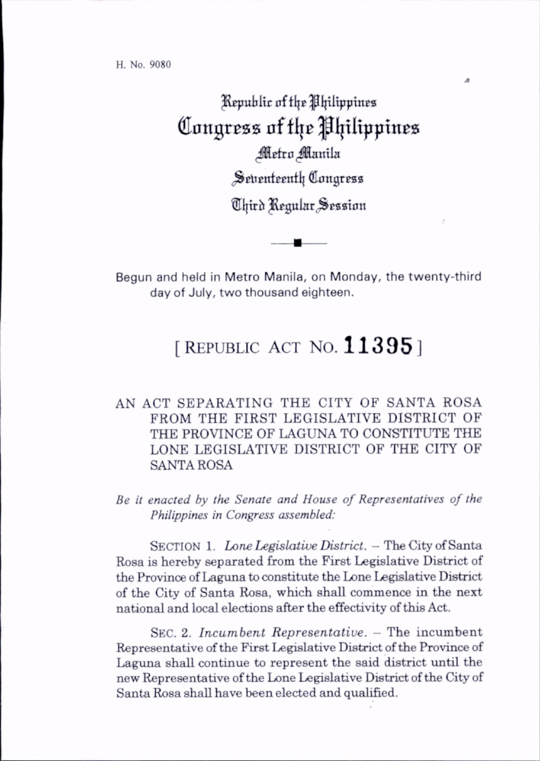H. No. 9080

Republic of the Philippines
# Congress of the Philippines
Metro Manila
Seventeenth Congress
Third Regular Session

Begun and held in Metro Manila, on Monday, the twenty-third day of July, two thousand eighteen.

## [ REPUBLIC ACT NO. **11395** ]

## AN ACT SEPARATING THE CITY OF SANTA ROSA FROM THE FIRST LEGISLATIVE DISTRICT OF THE PROVINCE OF LAGUNA TO CONSTITUTE THE LONE LEGISLATIVE DISTRICT OF THE CITY OF SANTA ROSA

*Be it enacted by the Senate and House of Representatives of the Philippines in Congress assembled:*

SECTION 1. *Lone Legislative District.* – The City of Santa Rosa is hereby separated from the First Legislative District of the Province of Laguna to constitute the Lone Legislative District of the City of Santa Rosa, which shall commence in the next national and local elections after the effectivity of this Act.

SEC. 2. *Incumbent Representative.* – The incumbent Representative of the First Legislative District of the Province of Laguna shall continue to represent the said district until the new Representative of the Lone Legislative District of the City of Santa Rosa shall have been elected and qualified.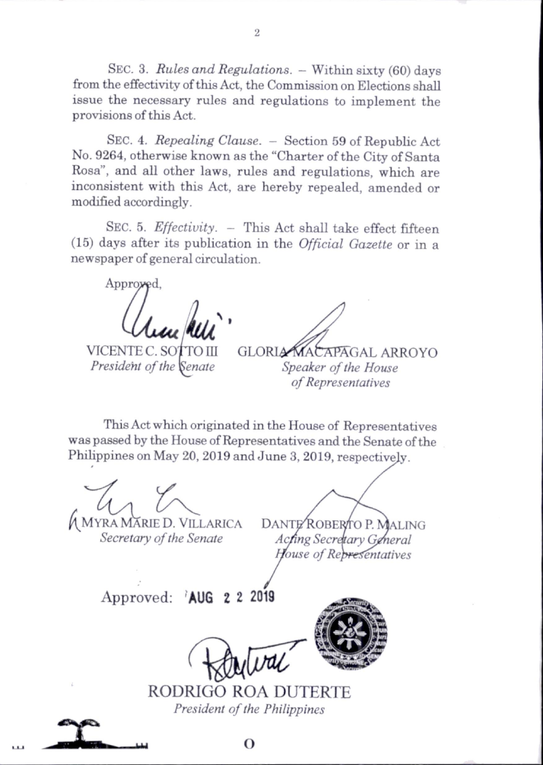SEC. 3. *Rules and Regulations.* – Within sixty (60) days from the effectivity of this Act, the Commission on Elections shall issue the necessary rules and regulations to implement the provisions of this Act.

SEC. 4. *Repealing Clause.* – Section 59 of Republic Act No. 9264, otherwise known as the "Charter of the City of Santa Rosa", and all other laws, rules and regulations, which are inconsistent with this Act, are hereby repealed, amended or modified accordingly.

SEC. 5. *Effectivity.* – This Act shall take effect fifteen (15) days after its publication in the *Official Gazette* or in a newspaper of general circulation.

Approved,

VICENTE C. SOTTO III
*President of the Senate*

GLORIA MACAPAGAL ARROYO
*Speaker of the House of Representatives*

This Act which originated in the House of Representatives was passed by the House of Representatives and the Senate of the Philippines on May 20, 2019 and June 3, 2019, respectively.

MYRA MARIE D. VILLARICA
*Secretary of the Senate*

DANTE ROBERTO P. MALING
*Acting Secretary General House of Representatives*

Approved: AUG 22 2019

RODRIGO ROA DUTERTE
*President of the Philippines*

O